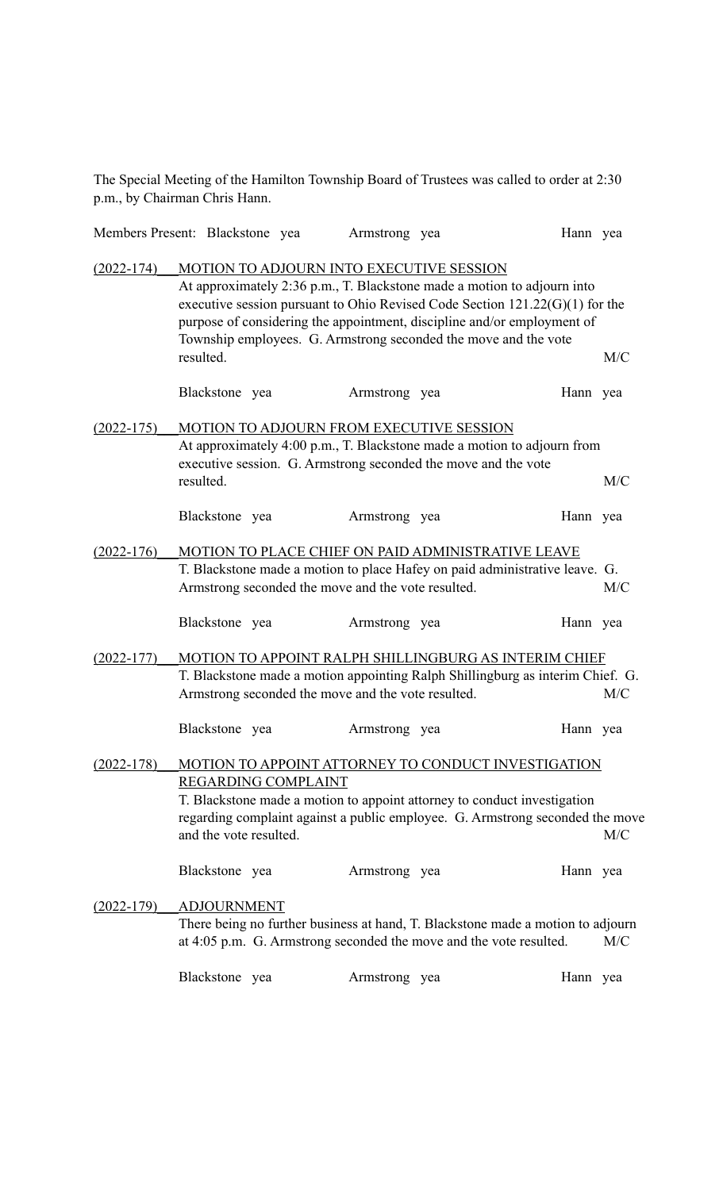The Special Meeting of the Hamilton Township Board of Trustees was called to order at 2:30 p.m., by Chairman Chris Hann.

Members Present: Blackstone yea Armstrong yea Hann yea

(2022-174) MOTION TO ADJOURN INTO EXECUTIVE SESSION

At approximately 2:36 p.m., T. Blackstone made a motion to adjourn into executive session pursuant to Ohio Revised Code Section 121.22(G)(1) for the purpose of considering the appointment, discipline and/or employment of Township employees. G. Armstrong seconded the move and the vote resulted. M/C

Blackstone yea Armstrong yea Hann yea

(2022-175) MOTION TO ADJOURN FROM EXECUTIVE SESSION

At approximately 4:00 p.m., T. Blackstone made a motion to adjourn from executive session. G. Armstrong seconded the move and the vote resulted. M/C

Blackstone yea Armstrong yea Hann yea

(2022-176) MOTION TO PLACE CHIEF ON PAID ADMINISTRATIVE LEAVE

T. Blackstone made a motion to place Hafey on paid administrative leave. G. Armstrong seconded the move and the vote resulted. M/C

Blackstone yea Armstrong yea Hann yea

(2022-177) MOTION TO APPOINT RALPH SHILLINGBURG AS INTERIM CHIEF

T. Blackstone made a motion appointing Ralph Shillingburg as interim Chief. G. Armstrong seconded the move and the vote resulted. M/C

Blackstone yea Armstrong yea Hann yea

(2022-178) MOTION TO APPOINT ATTORNEY TO CONDUCT INVESTIGATION REGARDING COMPLAINT

T. Blackstone made a motion to appoint attorney to conduct investigation regarding complaint against a public employee. G. Armstrong seconded the move and the vote resulted. M/C

Blackstone yea Armstrong yea Hann yea

(2022-179) ADJOURNMENT

There being no further business at hand, T. Blackstone made a motion to adjourn at 4:05 p.m. G. Armstrong seconded the move and the vote resulted. M/C

Blackstone yea Armstrong yea Hann yea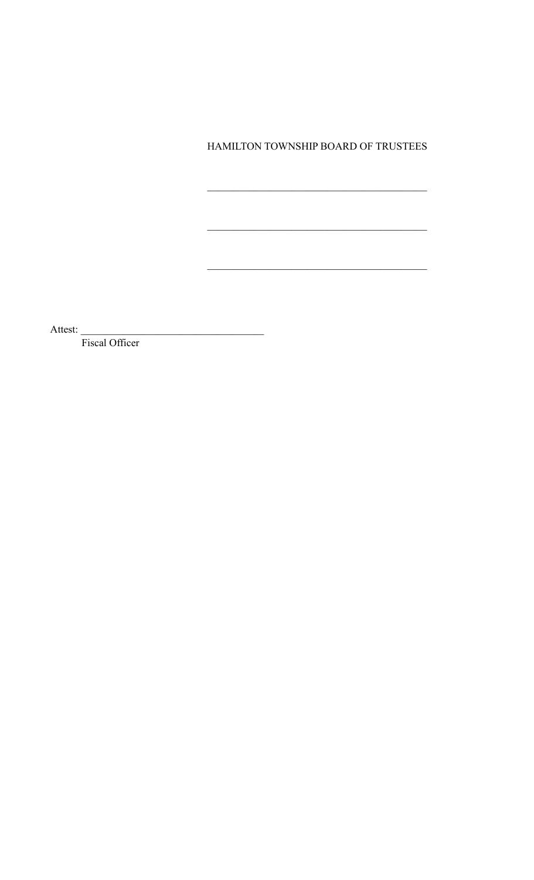HAMILTON TOWNSHIP BOARD OF TRUSTEES

\_\_\_\_\_\_\_\_\_\_\_\_\_\_\_\_\_\_\_\_\_\_\_\_\_\_\_\_\_\_\_\_\_\_\_\_\_\_\_\_

\_\_\_\_\_\_\_\_\_\_\_\_\_\_\_\_\_\_\_\_\_\_\_\_\_\_\_\_\_\_\_\_\_\_\_\_\_\_\_\_

\_\_\_\_\_\_\_\_\_\_\_\_\_\_\_\_\_\_\_\_\_\_\_\_\_\_\_\_\_\_\_\_\_\_\_\_\_\_\_\_

Attest: \_\_\_\_\_\_\_\_\_\_\_\_\_\_\_\_\_\_\_\_\_\_\_\_\_\_\_\_\_\_\_\_\_\_\_\_

Fiscal Officer